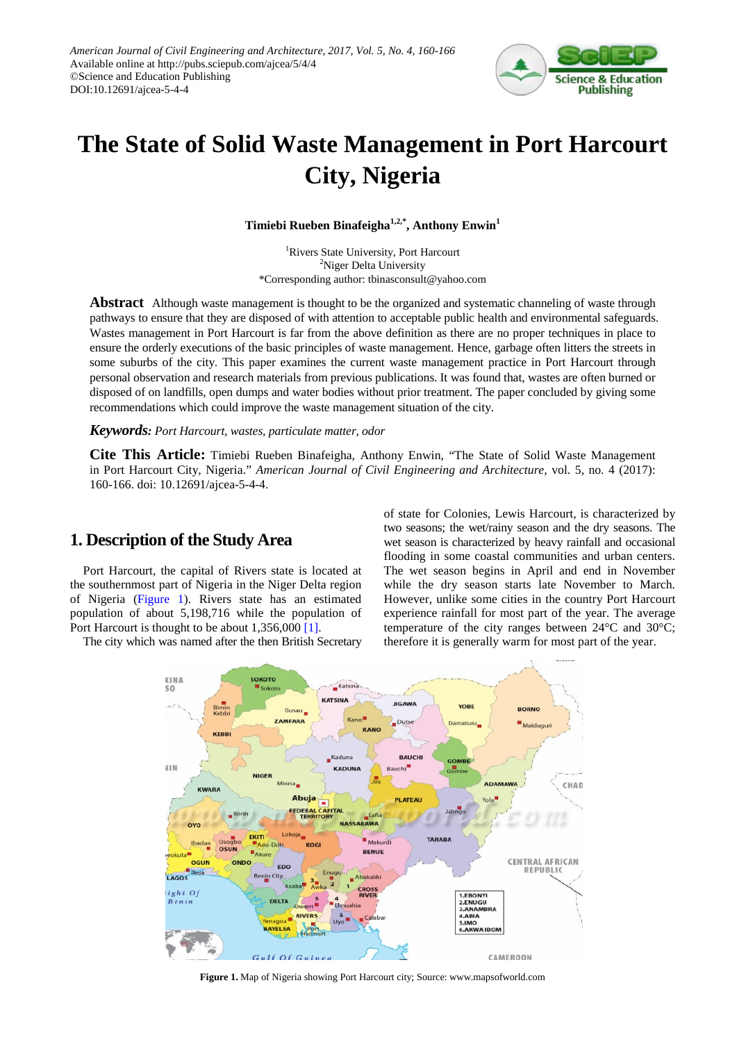American Journal of Civil Engineering and Architecture, 2017, Vol. 5, No. 4, 160-166
Available online at http://pubs.sciepub.com/ajcea/5/4/4
©Science and Education Publishing
DOI:10.12691/ajcea-5-4-4

# The State of Solid Waste Management in Port Harcourt City, Nigeria

**Timiebi Rueben Binafeigha[1,2,*], Anthony Enwin[1]**

[1]Rivers State University, Port Harcourt
[2]Niger Delta University
*Corresponding author: tbinasconsult@yahoo.com

**Abstract** Although waste management is thought to be the organized and systematic channeling of waste through pathways to ensure that they are disposed of with attention to acceptable public health and environmental safeguards. Wastes management in Port Harcourt is far from the above definition as there are no proper techniques in place to ensure the orderly executions of the basic principles of waste management. Hence, garbage often litters the streets in some suburbs of the city. This paper examines the current waste management practice in Port Harcourt through personal observation and research materials from previous publications. It was found that, wastes are often burned or disposed of on landfills, open dumps and water bodies without prior treatment. The paper concluded by giving some recommendations which could improve the waste management situation of the city.

***Keywords:*** *Port Harcourt, wastes, particulate matter, odor*

**Cite This Article:** Timiebi Rueben Binafeigha, Anthony Enwin, "The State of Solid Waste Management in Port Harcourt City, Nigeria." *American Journal of Civil Engineering and Architecture*, vol. 5, no. 4 (2017): 160-166. doi: 10.12691/ajcea-5-4-4.

## 1. Description of the Study Area

Port Harcourt, the capital of Rivers state is located at the southernmost part of Nigeria in the Niger Delta region of Nigeria (Figure 1). Rivers state has an estimated population of about 5,198,716 while the population of Port Harcourt is thought to be about 1,356,000 [1].

The city which was named after the then British Secretary of state for Colonies, Lewis Harcourt, is characterized by two seasons; the wet/rainy season and the dry seasons. The wet season is characterized by heavy rainfall and occasional flooding in some coastal communities and urban centers. The wet season begins in April and end in November while the dry season starts late November to March. However, unlike some cities in the country Port Harcourt experience rainfall for most part of the year. The average temperature of the city ranges between 24°C and 30°C; therefore it is generally warm for most part of the year.

**Figure 1.** Map of Nigeria showing Port Harcourt city; Source: www.mapsofworld.com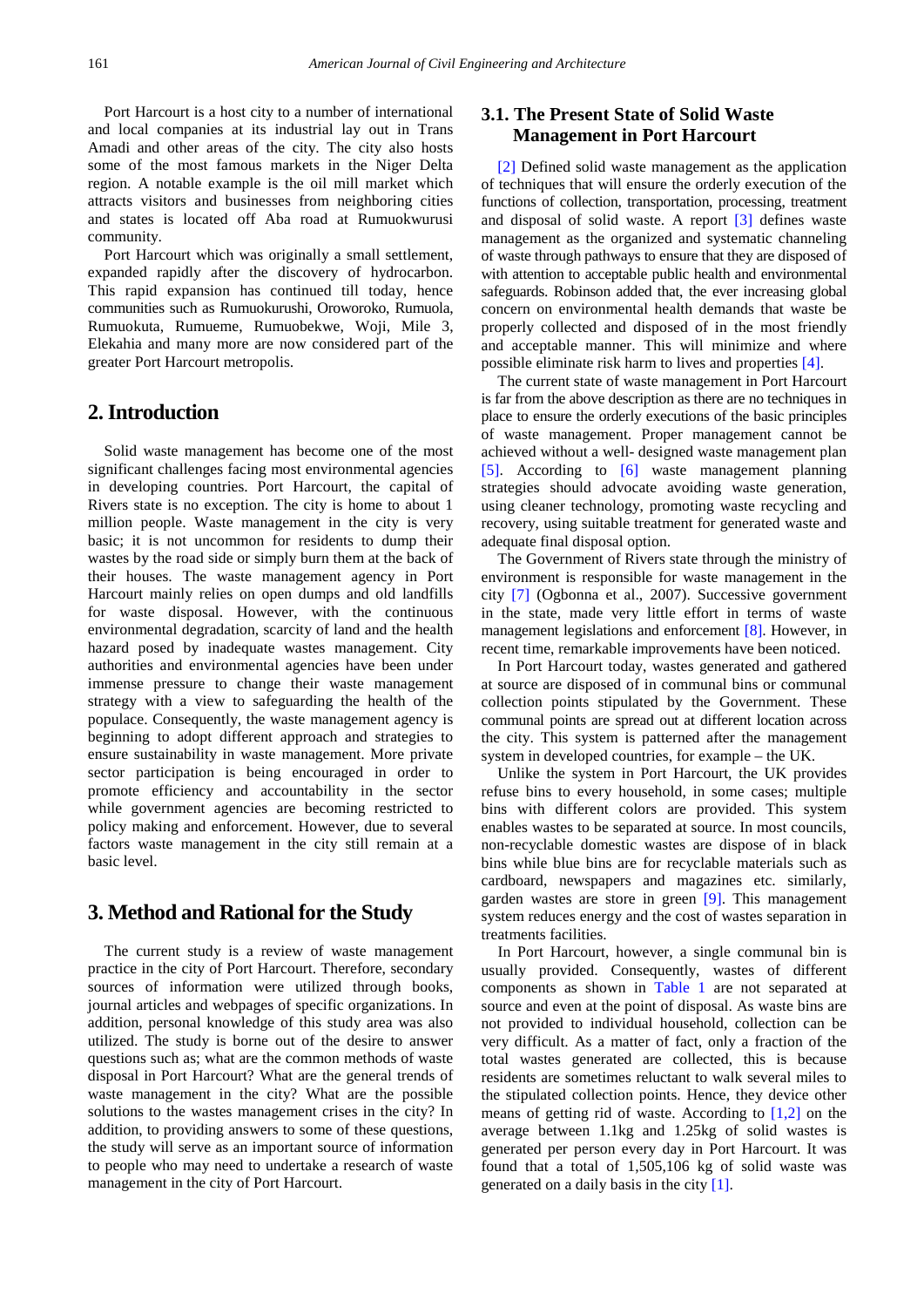Port Harcourt is a host city to a number of international and local companies at its industrial lay out in Trans Amadi and other areas of the city. The city also hosts some of the most famous markets in the Niger Delta region. A notable example is the oil mill market which attracts visitors and businesses from neighboring cities and states is located off Aba road at Rumuokwurusi community.

Port Harcourt which was originally a small settlement, expanded rapidly after the discovery of hydrocarbon. This rapid expansion has continued till today, hence communities such as Rumuokurushi, Oroworoko, Rumuola, Rumuokuta, Rumueme, Rumuobekwe, Woji, Mile 3, Elekahia and many more are now considered part of the greater Port Harcourt metropolis.

## 2. Introduction

Solid waste management has become one of the most significant challenges facing most environmental agencies in developing countries. Port Harcourt, the capital of Rivers state is no exception. The city is home to about 1 million people. Waste management in the city is very basic; it is not uncommon for residents to dump their wastes by the road side or simply burn them at the back of their houses. The waste management agency in Port Harcourt mainly relies on open dumps and old landfills for waste disposal. However, with the continuous environmental degradation, scarcity of land and the health hazard posed by inadequate wastes management. City authorities and environmental agencies have been under immense pressure to change their waste management strategy with a view to safeguarding the health of the populace. Consequently, the waste management agency is beginning to adopt different approach and strategies to ensure sustainability in waste management. More private sector participation is being encouraged in order to promote efficiency and accountability in the sector while government agencies are becoming restricted to policy making and enforcement. However, due to several factors waste management in the city still remain at a basic level.

## 3. Method and Rational for the Study

The current study is a review of waste management practice in the city of Port Harcourt. Therefore, secondary sources of information were utilized through books, journal articles and webpages of specific organizations. In addition, personal knowledge of this study area was also utilized. The study is borne out of the desire to answer questions such as; what are the common methods of waste disposal in Port Harcourt? What are the general trends of waste management in the city? What are the possible solutions to the wastes management crises in the city? In addition, to providing answers to some of these questions, the study will serve as an important source of information to people who may need to undertake a research of waste management in the city of Port Harcourt.

### 3.1. The Present State of Solid Waste Management in Port Harcourt

[2] Defined solid waste management as the application of techniques that will ensure the orderly execution of the functions of collection, transportation, processing, treatment and disposal of solid waste. A report [3] defines waste management as the organized and systematic channeling of waste through pathways to ensure that they are disposed of with attention to acceptable public health and environmental safeguards. Robinson added that, the ever increasing global concern on environmental health demands that waste be properly collected and disposed of in the most friendly and acceptable manner. This will minimize and where possible eliminate risk harm to lives and properties [4].

The current state of waste management in Port Harcourt is far from the above description as there are no techniques in place to ensure the orderly executions of the basic principles of waste management. Proper management cannot be achieved without a well- designed waste management plan [5]. According to [6] waste management planning strategies should advocate avoiding waste generation, using cleaner technology, promoting waste recycling and recovery, using suitable treatment for generated waste and adequate final disposal option.

The Government of Rivers state through the ministry of environment is responsible for waste management in the city [7] (Ogbonna et al., 2007). Successive government in the state, made very little effort in terms of waste management legislations and enforcement [8]. However, in recent time, remarkable improvements have been noticed.

In Port Harcourt today, wastes generated and gathered at source are disposed of in communal bins or communal collection points stipulated by the Government. These communal points are spread out at different location across the city. This system is patterned after the management system in developed countries, for example – the UK.

Unlike the system in Port Harcourt, the UK provides refuse bins to every household, in some cases; multiple bins with different colors are provided. This system enables wastes to be separated at source. In most councils, non-recyclable domestic wastes are dispose of in black bins while blue bins are for recyclable materials such as cardboard, newspapers and magazines etc. similarly, garden wastes are store in green [9]. This management system reduces energy and the cost of wastes separation in treatments facilities.

In Port Harcourt, however, a single communal bin is usually provided. Consequently, wastes of different components as shown in Table 1 are not separated at source and even at the point of disposal. As waste bins are not provided to individual household, collection can be very difficult. As a matter of fact, only a fraction of the total wastes generated are collected, this is because residents are sometimes reluctant to walk several miles to the stipulated collection points. Hence, they device other means of getting rid of waste. According to [1,2] on the average between 1.1kg and 1.25kg of solid wastes is generated per person every day in Port Harcourt. It was found that a total of 1,505,106 kg of solid waste was generated on a daily basis in the city [1].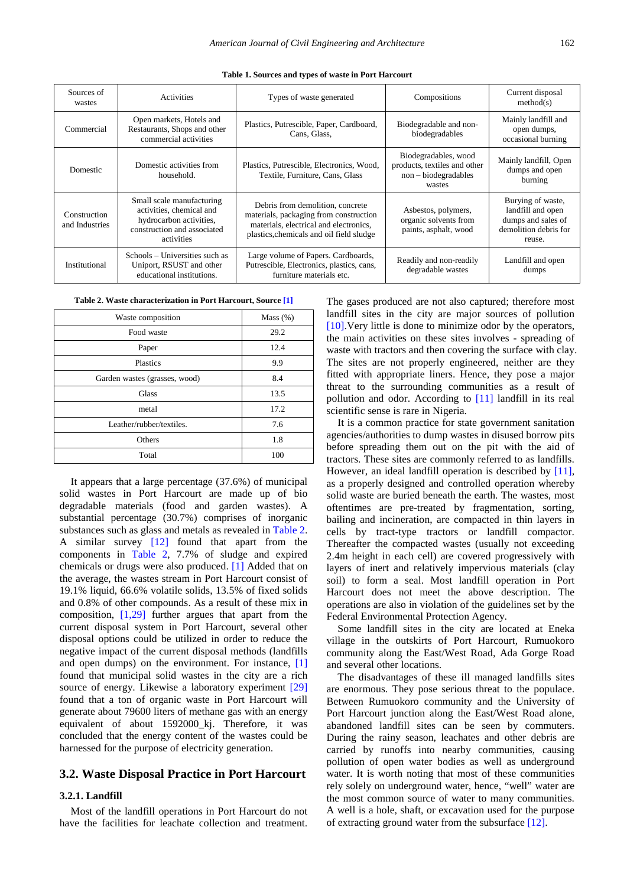**Table 1. Sources and types of waste in Port Harcourt**

| Sources of wastes | Activities | Types of waste generated | Compositions | Current disposal method(s) |
|---|---|---|---|---|
| Commercial | Open markets, Hotels and Restaurants, Shops and other commercial activities | Plastics, Putrescible, Paper, Cardboard, Cans, Glass, | Biodegradable and non-biodegradables | Mainly landfill and open dumps, occasional burning |
| Domestic | Domestic activities from household. | Plastics, Putrescible, Electronics, Wood, Textile, Furniture, Cans, Glass | Biodegradables, wood products, textiles and other non – biodegradables wastes | Mainly landfill, Open dumps and open burning |
| Construction and Industries | Small scale manufacturing activities, chemical and hydrocarbon activities, construction and associated activities | Debris from demolition, concrete materials, packaging from construction materials, electrical and electronics, plastics,chemicals and oil field sludge | Asbestos, polymers, organic solvents from paints, asphalt, wood | Burying of waste, landfill and open dumps and sales of demolition debris for reuse. |
| Institutional | Schools – Universities such as Uniport, RSUST and other educational institutions. | Large volume of Papers. Cardboards, Putrescible, Electronics, plastics, cans, furniture materials etc. | Readily and non-readily degradable wastes | Landfill and open dumps |

**Table 2. Waste characterization in Port Harcourt, Source [1]**

| Waste composition | Mass (%) |
|---|---|
| Food waste | 29.2 |
| Paper | 12.4 |
| Plastics | 9.9 |
| Garden wastes (grasses, wood) | 8.4 |
| Glass | 13.5 |
| metal | 17.2 |
| Leather/rubber/textiles. | 7.6 |
| Others | 1.8 |
| Total | 100 |

It appears that a large percentage (37.6%) of municipal solid wastes in Port Harcourt are made up of bio degradable materials (food and garden wastes). A substantial percentage (30.7%) comprises of inorganic substances such as glass and metals as revealed in Table 2. A similar survey [12] found that apart from the components in Table 2, 7.7% of sludge and expired chemicals or drugs were also produced. [1] Added that on the average, the wastes stream in Port Harcourt consist of 19.1% liquid, 66.6% volatile solids, 13.5% of fixed solids and 0.8% of other compounds. As a result of these mix in composition, [1,29] further argues that apart from the current disposal system in Port Harcourt, several other disposal options could be utilized in order to reduce the negative impact of the current disposal methods (landfills and open dumps) on the environment. For instance, [1] found that municipal solid wastes in the city are a rich source of energy. Likewise a laboratory experiment [29] found that a ton of organic waste in Port Harcourt will generate about 79600 liters of methane gas with an energy equivalent of about 1592000_kj. Therefore, it was concluded that the energy content of the wastes could be harnessed for the purpose of electricity generation.

## 3.2. Waste Disposal Practice in Port Harcourt

### 3.2.1. Landfill

Most of the landfill operations in Port Harcourt do not have the facilities for leachate collection and treatment. The gases produced are not also captured; therefore most landfill sites in the city are major sources of pollution [10].Very little is done to minimize odor by the operators, the main activities on these sites involves - spreading of waste with tractors and then covering the surface with clay. The sites are not properly engineered, neither are they fitted with appropriate liners. Hence, they pose a major threat to the surrounding communities as a result of pollution and odor. According to [11] landfill in its real scientific sense is rare in Nigeria.

It is a common practice for state government sanitation agencies/authorities to dump wastes in disused borrow pits before spreading them out on the pit with the aid of tractors. These sites are commonly referred to as landfills. However, an ideal landfill operation is described by [11], as a properly designed and controlled operation whereby solid waste are buried beneath the earth. The wastes, most oftentimes are pre-treated by fragmentation, sorting, bailing and incineration, are compacted in thin layers in cells by tract-type tractors or landfill compactor. Thereafter the compacted wastes (usually not exceeding 2.4m height in each cell) are covered progressively with layers of inert and relatively impervious materials (clay soil) to form a seal. Most landfill operation in Port Harcourt does not meet the above description. The operations are also in violation of the guidelines set by the Federal Environmental Protection Agency.

Some landfill sites in the city are located at Eneka village in the outskirts of Port Harcourt, Rumuokoro community along the East/West Road, Ada Gorge Road and several other locations.

The disadvantages of these ill managed landfills sites are enormous. They pose serious threat to the populace. Between Rumuokoro community and the University of Port Harcourt junction along the East/West Road alone, abandoned landfill sites can be seen by commuters. During the rainy season, leachates and other debris are carried by runoffs into nearby communities, causing pollution of open water bodies as well as underground water. It is worth noting that most of these communities rely solely on underground water, hence, "well" water are the most common source of water to many communities. A well is a hole, shaft, or excavation used for the purpose of extracting ground water from the subsurface [12].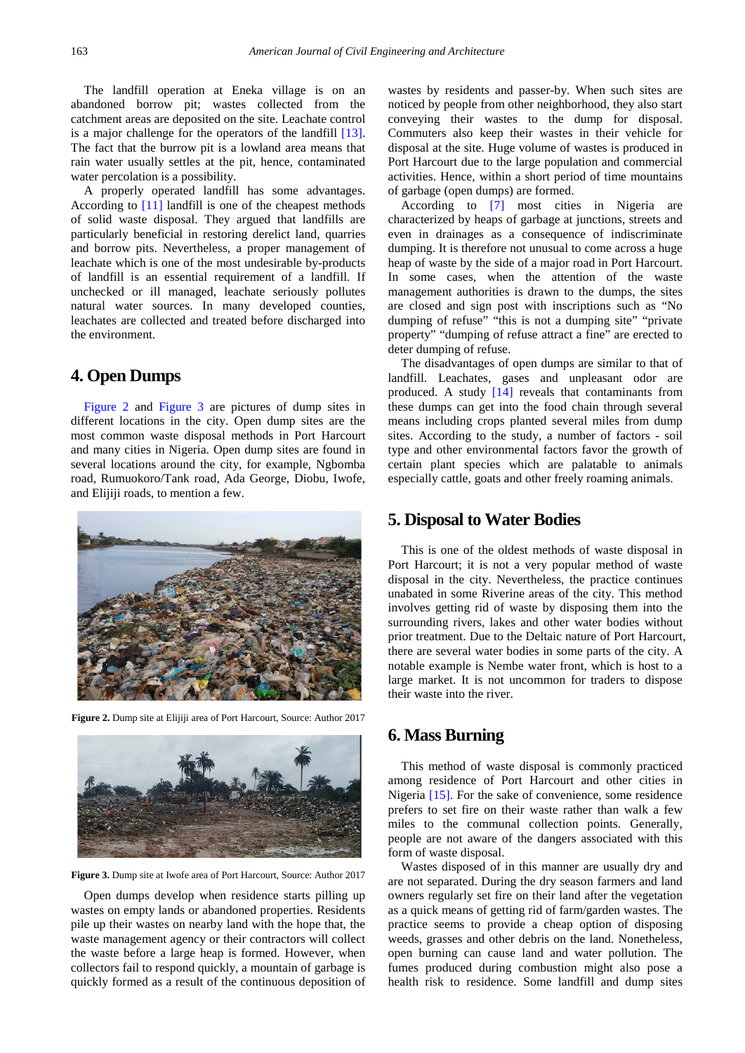The landfill operation at Eneka village is on an abandoned borrow pit; wastes collected from the catchment areas are deposited on the site. Leachate control is a major challenge for the operators of the landfill [13]. The fact that the burrow pit is a lowland area means that rain water usually settles at the pit, hence, contaminated water percolation is a possibility.

A properly operated landfill has some advantages. According to [11] landfill is one of the cheapest methods of solid waste disposal. They argued that landfills are particularly beneficial in restoring derelict land, quarries and borrow pits. Nevertheless, a proper management of leachate which is one of the most undesirable by-products of landfill is an essential requirement of a landfill. If unchecked or ill managed, leachate seriously pollutes natural water sources. In many developed counties, leachates are collected and treated before discharged into the environment.

## 4. Open Dumps

Figure 2 and Figure 3 are pictures of dump sites in different locations in the city. Open dump sites are the most common waste disposal methods in Port Harcourt and many cities in Nigeria. Open dump sites are found in several locations around the city, for example, Ngbomba road, Rumuokoro/Tank road, Ada George, Diobu, Iwofe, and Elijiji roads, to mention a few.

**Figure 2.** Dump site at Elijiji area of Port Harcourt, Source: Author 2017

**Figure 3.** Dump site at Iwofe area of Port Harcourt, Source: Author 2017

Open dumps develop when residence starts pilling up wastes on empty lands or abandoned properties. Residents pile up their wastes on nearby land with the hope that, the waste management agency or their contractors will collect the waste before a large heap is formed. However, when collectors fail to respond quickly, a mountain of garbage is quickly formed as a result of the continuous deposition of wastes by residents and passer-by. When such sites are noticed by people from other neighborhood, they also start conveying their wastes to the dump for disposal. Commuters also keep their wastes in their vehicle for disposal at the site. Huge volume of wastes is produced in Port Harcourt due to the large population and commercial activities. Hence, within a short period of time mountains of garbage (open dumps) are formed.

According to [7] most cities in Nigeria are characterized by heaps of garbage at junctions, streets and even in drainages as a consequence of indiscriminate dumping. It is therefore not unusual to come across a huge heap of waste by the side of a major road in Port Harcourt. In some cases, when the attention of the waste management authorities is drawn to the dumps, the sites are closed and sign post with inscriptions such as "No dumping of refuse" "this is not a dumping site" "private property" "dumping of refuse attract a fine" are erected to deter dumping of refuse.

The disadvantages of open dumps are similar to that of landfill. Leachates, gases and unpleasant odor are produced. A study [14] reveals that contaminants from these dumps can get into the food chain through several means including crops planted several miles from dump sites. According to the study, a number of factors - soil type and other environmental factors favor the growth of certain plant species which are palatable to animals especially cattle, goats and other freely roaming animals.

## 5. Disposal to Water Bodies

This is one of the oldest methods of waste disposal in Port Harcourt; it is not a very popular method of waste disposal in the city. Nevertheless, the practice continues unabated in some Riverine areas of the city. This method involves getting rid of waste by disposing them into the surrounding rivers, lakes and other water bodies without prior treatment. Due to the Deltaic nature of Port Harcourt, there are several water bodies in some parts of the city. A notable example is Nembe water front, which is host to a large market. It is not uncommon for traders to dispose their waste into the river.

## 6. Mass Burning

This method of waste disposal is commonly practiced among residence of Port Harcourt and other cities in Nigeria [15]. For the sake of convenience, some residence prefers to set fire on their waste rather than walk a few miles to the communal collection points. Generally, people are not aware of the dangers associated with this form of waste disposal.

Wastes disposed of in this manner are usually dry and are not separated. During the dry season farmers and land owners regularly set fire on their land after the vegetation as a quick means of getting rid of farm/garden wastes. The practice seems to provide a cheap option of disposing weeds, grasses and other debris on the land. Nonetheless, open burning can cause land and water pollution. The fumes produced during combustion might also pose a health risk to residence. Some landfill and dump sites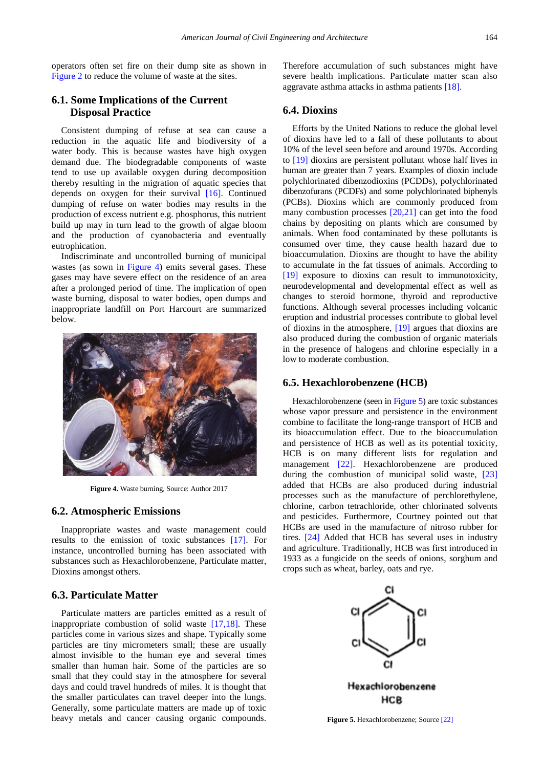operators often set fire on their dump site as shown in Figure 2 to reduce the volume of waste at the sites.

### 6.1. Some Implications of the Current Disposal Practice

Consistent dumping of refuse at sea can cause a reduction in the aquatic life and biodiversity of a water body. This is because wastes have high oxygen demand due. The biodegradable components of waste tend to use up available oxygen during decomposition thereby resulting in the migration of aquatic species that depends on oxygen for their survival [16]. Continued dumping of refuse on water bodies may results in the production of excess nutrient e.g. phosphorus, this nutrient build up may in turn lead to the growth of algae bloom and the production of cyanobacteria and eventually eutrophication.

Indiscriminate and uncontrolled burning of municipal wastes (as sown in Figure 4) emits several gases. These gases may have severe effect on the residence of an area after a prolonged period of time. The implication of open waste burning, disposal to water bodies, open dumps and inappropriate landfill on Port Harcourt are summarized below.

**Figure 4.** Waste burning, Source: Author 2017

### 6.2. Atmospheric Emissions

Inappropriate wastes and waste management could results to the emission of toxic substances [17]. For instance, uncontrolled burning has been associated with substances such as Hexachlorobenzene, Particulate matter, Dioxins amongst others.

### 6.3. Particulate Matter

Particulate matters are particles emitted as a result of inappropriate combustion of solid waste [17,18]. These particles come in various sizes and shape. Typically some particles are tiny micrometers small; these are usually almost invisible to the human eye and several times smaller than human hair. Some of the particles are so small that they could stay in the atmosphere for several days and could travel hundreds of miles. It is thought that the smaller particulates can travel deeper into the lungs. Generally, some particulate matters are made up of toxic heavy metals and cancer causing organic compounds. Therefore accumulation of such substances might have severe health implications. Particulate matter scan also aggravate asthma attacks in asthma patients [18].

### 6.4. Dioxins

Efforts by the United Nations to reduce the global level of dioxins have led to a fall of these pollutants to about 10% of the level seen before and around 1970s. According to [19] dioxins are persistent pollutant whose half lives in human are greater than 7 years. Examples of dioxin include polychlorinated dibenzodioxins (PCDDs), polychlorinated dibenzofurans (PCDFs) and some polychlorinated biphenyls (PCBs). Dioxins which are commonly produced from many combustion processes [20,21] can get into the food chains by depositing on plants which are consumed by animals. When food contaminated by these pollutants is consumed over time, they cause health hazard due to bioaccumulation. Dioxins are thought to have the ability to accumulate in the fat tissues of animals. According to [19] exposure to dioxins can result to immunotoxicity, neurodevelopmental and developmental effect as well as changes to steroid hormone, thyroid and reproductive functions. Although several processes including volcanic eruption and industrial processes contribute to global level of dioxins in the atmosphere, [19] argues that dioxins are also produced during the combustion of organic materials in the presence of halogens and chlorine especially in a low to moderate combustion.

### 6.5. Hexachlorobenzene (HCB)

Hexachlorobenzene (seen in Figure 5) are toxic substances whose vapor pressure and persistence in the environment combine to facilitate the long-range transport of HCB and its bioaccumulation effect. Due to the bioaccumulation and persistence of HCB as well as its potential toxicity, HCB is on many different lists for regulation and management [22]. Hexachlorobenzene are produced during the combustion of municipal solid waste, [23] added that HCBs are also produced during industrial processes such as the manufacture of perchlorethylene, chlorine, carbon tetrachloride, other chlorinated solvents and pesticides. Furthermore, Courtney pointed out that HCBs are used in the manufacture of nitroso rubber for tires. [24] Added that HCB has several uses in industry and agriculture. Traditionally, HCB was first introduced in 1933 as a fungicide on the seeds of onions, sorghum and crops such as wheat, barley, oats and rye.

**Figure 5.** Hexachlorobenzene; Source [22]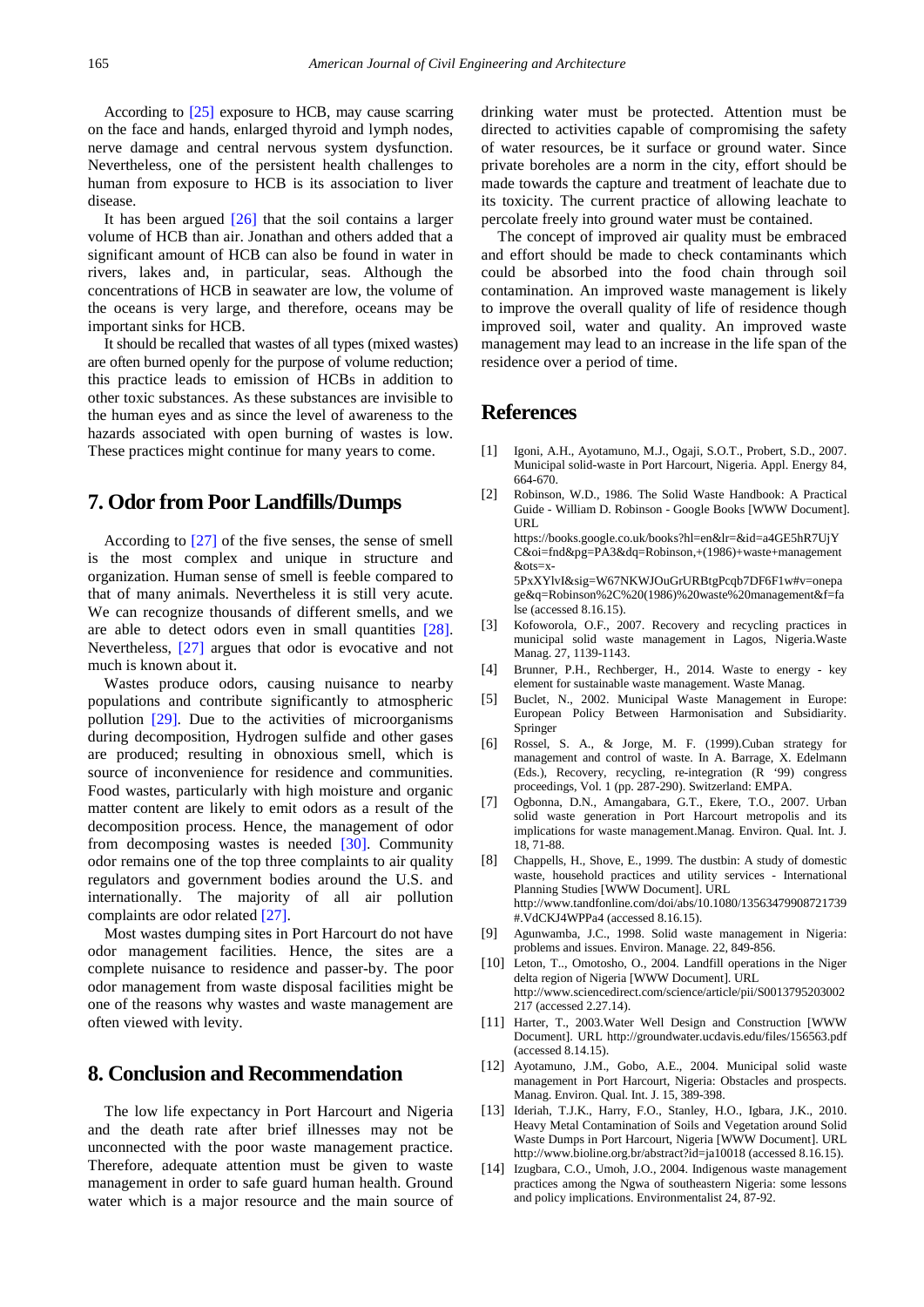According to [25] exposure to HCB, may cause scarring on the face and hands, enlarged thyroid and lymph nodes, nerve damage and central nervous system dysfunction. Nevertheless, one of the persistent health challenges to human from exposure to HCB is its association to liver disease.

It has been argued [26] that the soil contains a larger volume of HCB than air. Jonathan and others added that a significant amount of HCB can also be found in water in rivers, lakes and, in particular, seas. Although the concentrations of HCB in seawater are low, the volume of the oceans is very large, and therefore, oceans may be important sinks for HCB.

It should be recalled that wastes of all types (mixed wastes) are often burned openly for the purpose of volume reduction; this practice leads to emission of HCBs in addition to other toxic substances. As these substances are invisible to the human eyes and as since the level of awareness to the hazards associated with open burning of wastes is low. These practices might continue for many years to come.

## 7. Odor from Poor Landfills/Dumps

According to [27] of the five senses, the sense of smell is the most complex and unique in structure and organization. Human sense of smell is feeble compared to that of many animals. Nevertheless it is still very acute. We can recognize thousands of different smells, and we are able to detect odors even in small quantities [28]. Nevertheless, [27] argues that odor is evocative and not much is known about it.

Wastes produce odors, causing nuisance to nearby populations and contribute significantly to atmospheric pollution [29]. Due to the activities of microorganisms during decomposition, Hydrogen sulfide and other gases are produced; resulting in obnoxious smell, which is source of inconvenience for residence and communities. Food wastes, particularly with high moisture and organic matter content are likely to emit odors as a result of the decomposition process. Hence, the management of odor from decomposing wastes is needed [30]. Community odor remains one of the top three complaints to air quality regulators and government bodies around the U.S. and internationally. The majority of all air pollution complaints are odor related [27].

Most wastes dumping sites in Port Harcourt do not have odor management facilities. Hence, the sites are a complete nuisance to residence and passer-by. The poor odor management from waste disposal facilities might be one of the reasons why wastes and waste management are often viewed with levity.

## 8. Conclusion and Recommendation

The low life expectancy in Port Harcourt and Nigeria and the death rate after brief illnesses may not be unconnected with the poor waste management practice. Therefore, adequate attention must be given to waste management in order to safe guard human health. Ground water which is a major resource and the main source of drinking water must be protected. Attention must be directed to activities capable of compromising the safety of water resources, be it surface or ground water. Since private boreholes are a norm in the city, effort should be made towards the capture and treatment of leachate due to its toxicity. The current practice of allowing leachate to percolate freely into ground water must be contained.

The concept of improved air quality must be embraced and effort should be made to check contaminants which could be absorbed into the food chain through soil contamination. An improved waste management is likely to improve the overall quality of life of residence though improved soil, water and quality. An improved waste management may lead to an increase in the life span of the residence over a period of time.

## References

[1] Igoni, A.H., Ayotamuno, M.J., Ogaji, S.O.T., Probert, S.D., 2007. Municipal solid-waste in Port Harcourt, Nigeria. Appl. Energy 84, 664-670.

[2] Robinson, W.D., 1986. The Solid Waste Handbook: A Practical Guide - William D. Robinson - Google Books [WWW Document]. URL https://books.google.co.uk/books?hl=en&lr=&id=a4GE5hR7UjYC&oi=fnd&pg=PA3&dq=Robinson,+(1986)+waste+management&ots=x-5PxXYlvI&sig=W67NKWJOuGrURBtgPcqb7DF6F1w#v=onepage&q=Robinson%2C%20(1986)%20waste%20management&f=false (accessed 8.16.15).

[3] Kofoworola, O.F., 2007. Recovery and recycling practices in municipal solid waste management in Lagos, Nigeria.Waste Manag. 27, 1139-1143.

[4] Brunner, P.H., Rechberger, H., 2014. Waste to energy - key element for sustainable waste management. Waste Manag.

[5] Buclet, N., 2002. Municipal Waste Management in Europe: European Policy Between Harmonisation and Subsidiarity. Springer

[6] Rossel, S. A., & Jorge, M. F. (1999).Cuban strategy for management and control of waste. In A. Barrage, X. Edelmann (Eds.), Recovery, recycling, re-integration (R '99) congress proceedings, Vol. 1 (pp. 287-290). Switzerland: EMPA.

[7] Ogbonna, D.N., Amangabara, G.T., Ekere, T.O., 2007. Urban solid waste generation in Port Harcourt metropolis and its implications for waste management.Manag. Environ. Qual. Int. J. 18, 71-88.

[8] Chappells, H., Shove, E., 1999. The dustbin: A study of domestic waste, household practices and utility services - International Planning Studies [WWW Document]. URL http://www.tandfonline.com/doi/abs/10.1080/13563479908721739#.VdCKJ4WPPa4 (accessed 8.16.15).

[9] Agunwamba, J.C., 1998. Solid waste management in Nigeria: problems and issues. Environ. Manage. 22, 849-856.

[10] Leton, T.., Omotosho, O., 2004. Landfill operations in the Niger delta region of Nigeria [WWW Document]. URL http://www.sciencedirect.com/science/article/pii/S0013795203002217 (accessed 2.27.14).

[11] Harter, T., 2003.Water Well Design and Construction [WWW Document]. URL http://groundwater.ucdavis.edu/files/156563.pdf (accessed 8.14.15).

[12] Ayotamuno, J.M., Gobo, A.E., 2004. Municipal solid waste management in Port Harcourt, Nigeria: Obstacles and prospects. Manag. Environ. Qual. Int. J. 15, 389-398.

[13] Ideriah, T.J.K., Harry, F.O., Stanley, H.O., Igbara, J.K., 2010. Heavy Metal Contamination of Soils and Vegetation around Solid Waste Dumps in Port Harcourt, Nigeria [WWW Document]. URL http://www.bioline.org.br/abstract?id=ja10018 (accessed 8.16.15).

[14] Izugbara, C.O., Umoh, J.O., 2004. Indigenous waste management practices among the Ngwa of southeastern Nigeria: some lessons and policy implications. Environmentalist 24, 87-92.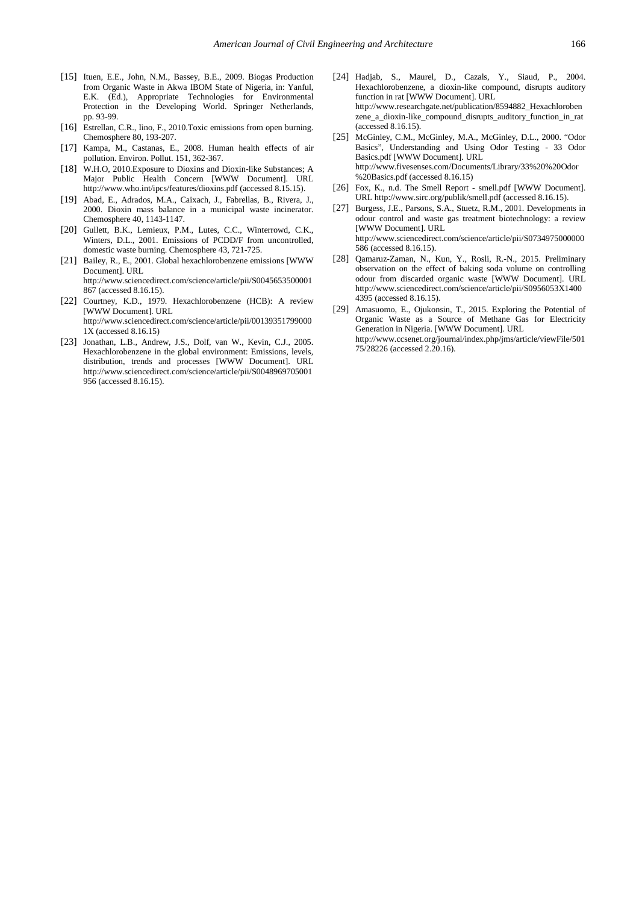[15] Ituen, E.E., John, N.M., Bassey, B.E., 2009. Biogas Production from Organic Waste in Akwa IBOM State of Nigeria, in: Yanful, E.K. (Ed.), Appropriate Technologies for Environmental Protection in the Developing World. Springer Netherlands, pp. 93-99.

[16] Estrellan, C.R., Iino, F., 2010.Toxic emissions from open burning. Chemosphere 80, 193-207.

[17] Kampa, M., Castanas, E., 2008. Human health effects of air pollution. Environ. Pollut. 151, 362-367.

[18] W.H.O, 2010.Exposure to Dioxins and Dioxin-like Substances; A Major Public Health Concern [WWW Document]. URL http://www.who.int/ipcs/features/dioxins.pdf (accessed 8.15.15).

[19] Abad, E., Adrados, M.A., Caixach, J., Fabrellas, B., Rivera, J., 2000. Dioxin mass balance in a municipal waste incinerator. Chemosphere 40, 1143-1147.

[20] Gullett, B.K., Lemieux, P.M., Lutes, C.C., Winterrowd, C.K., Winters, D.L., 2001. Emissions of PCDD/F from uncontrolled, domestic waste burning. Chemosphere 43, 721-725.

[21] Bailey, R., E., 2001. Global hexachlorobenzene emissions [WWW Document]. URL http://www.sciencedirect.com/science/article/pii/S0045653500001867 (accessed 8.16.15).

[22] Courtney, K.D., 1979. Hexachlorobenzene (HCB): A review [WWW Document]. URL http://www.sciencedirect.com/science/article/pii/001393517990001X (accessed 8.16.15)

[23] Jonathan, L.B., Andrew, J.S., Dolf, van W., Kevin, C.J., 2005. Hexachlorobenzene in the global environment: Emissions, levels, distribution, trends and processes [WWW Document]. URL http://www.sciencedirect.com/science/article/pii/S0048969705001956 (accessed 8.16.15).

[24] Hadjab, S., Maurel, D., Cazals, Y., Siaud, P., 2004. Hexachlorobenzene, a dioxin-like compound, disrupts auditory function in rat [WWW Document]. URL http://www.researchgate.net/publication/8594882_Hexachlorobenzene_a_dioxin-like_compound_disrupts_auditory_function_in_rat (accessed 8.16.15).

[25] McGinley, C.M., McGinley, M.A., McGinley, D.L., 2000. "Odor Basics", Understanding and Using Odor Testing - 33 Odor Basics.pdf [WWW Document]. URL http://www.fivesenses.com/Documents/Library/33%20%20Odor%20Basics.pdf (accessed 8.16.15)

[26] Fox, K., n.d. The Smell Report - smell.pdf [WWW Document]. URL http://www.sirc.org/publik/smell.pdf (accessed 8.16.15).

[27] Burgess, J.E., Parsons, S.A., Stuetz, R.M., 2001. Developments in odour control and waste gas treatment biotechnology: a review [WWW Document]. URL http://www.sciencedirect.com/science/article/pii/S0734975000000586 (accessed 8.16.15).

[28] Qamaruz-Zaman, N., Kun, Y., Rosli, R.-N., 2015. Preliminary observation on the effect of baking soda volume on controlling odour from discarded organic waste [WWW Document]. URL http://www.sciencedirect.com/science/article/pii/S0956053X14004395 (accessed 8.16.15).

[29] Amasuomo, E., Ojukonsin, T., 2015. Exploring the Potential of Organic Waste as a Source of Methane Gas for Electricity Generation in Nigeria. [WWW Document]. URL http://www.ccsenet.org/journal/index.php/jms/article/viewFile/50175/28226 (accessed 2.20.16).